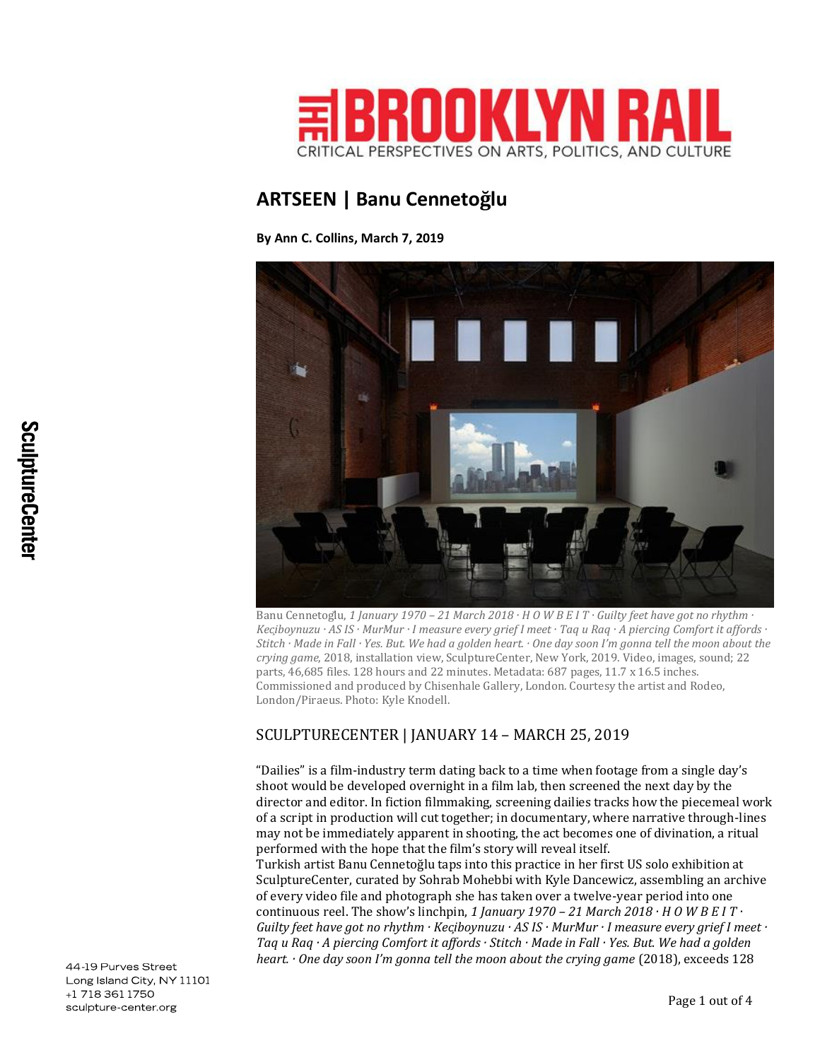# THE BROOKLYN RAIL

CRITICAL PERSPECTIVES ON ARTS, POLITICS, AND CULTURE

## ARTSEEN | Banu Cennetoğlu

**By Ann C. Collins, March 7, 2019**

Banu Cennetoğlu, *1 January 1970 – 21 March 2018 · H O W B E I T · Guilty feet have got no rhythm · Keçiboynuzu · AS IS · MurMur · I measure every grief I meet · Taq u Raq · A piercing Comfort it affords · Stitch · Made in Fall · Yes. But. We had a golden heart. · One day soon I'm gonna tell the moon about the crying game*, 2018, installation view, SculptureCenter, New York, 2019. Video, images, sound; 22 parts, 46,685 files. 128 hours and 22 minutes. Metadata: 687 pages, 11.7 x 16.5 inches. Commissioned and produced by Chisenhale Gallery, London. Courtesy the artist and Rodeo, London/Piraeus. Photo: Kyle Knodell.

SCULPTURECENTER | JANUARY 14 – MARCH 25, 2019

"Dailies" is a film-industry term dating back to a time when footage from a single day's shoot would be developed overnight in a film lab, then screened the next day by the director and editor. In fiction filmmaking, screening dailies tracks how the piecemeal work of a script in production will cut together; in documentary, where narrative through-lines may not be immediately apparent in shooting, the act becomes one of divination, a ritual performed with the hope that the film's story will reveal itself.

Turkish artist Banu Cennetoğlu taps into this practice in her first US solo exhibition at SculptureCenter, curated by Sohrab Mohebbi with Kyle Dancewicz, assembling an archive of every video file and photograph she has taken over a twelve-year period into one continuous reel. The show's linchpin, *1 January 1970 – 21 March 2018 · H O W B E I T · Guilty feet have got no rhythm · Keçiboynuzu · AS IS · MurMur · I measure every grief I meet · Taq u Raq · A piercing Comfort it affords · Stitch · Made in Fall · Yes. But. We had a golden heart. · One day soon I'm gonna tell the moon about the crying game* (2018), exceeds 128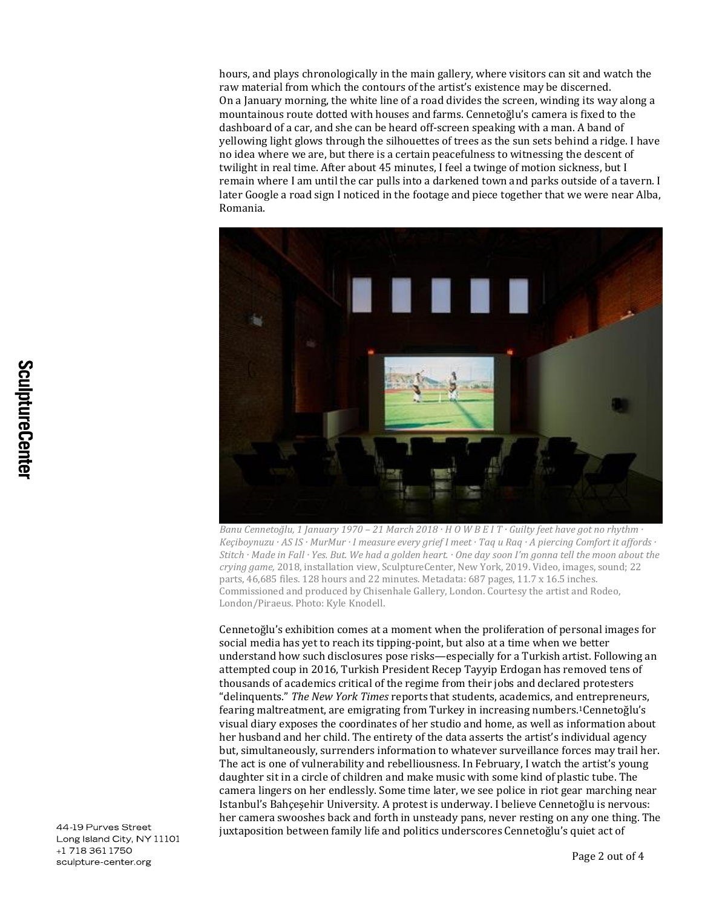hours, and plays chronologically in the main gallery, where visitors can sit and watch the raw material from which the contours of the artist's existence may be discerned.
On a January morning, the white line of a road divides the screen, winding its way along a mountainous route dotted with houses and farms. Cennetoğlu's camera is fixed to the dashboard of a car, and she can be heard off-screen speaking with a man. A band of yellowing light glows through the silhouettes of trees as the sun sets behind a ridge. I have no idea where we are, but there is a certain peacefulness to witnessing the descent of twilight in real time. After about 45 minutes, I feel a twinge of motion sickness, but I remain where I am until the car pulls into a darkened town and parks outside of a tavern. I later Google a road sign I noticed in the footage and piece together that we were near Alba, Romania.

*Banu Cennetoğlu, 1 January 1970 – 21 March 2018 · H O W B E I T · Guilty feet have got no rhythm · Keçiboynuzu · AS IS · MurMur · I measure every grief I meet · Taq u Raq · A piercing Comfort it affords · Stitch · Made in Fall · Yes. But. We had a golden heart. · One day soon I'm gonna tell the moon about the crying game,* 2018, installation view, SculptureCenter, New York, 2019. Video, images, sound; 22 parts, 46,685 files. 128 hours and 22 minutes. Metadata: 687 pages, 11.7 x 16.5 inches. Commissioned and produced by Chisenhale Gallery, London. Courtesy the artist and Rodeo, London/Piraeus. Photo: Kyle Knodell.

Cennetoğlu's exhibition comes at a moment when the proliferation of personal images for social media has yet to reach its tipping-point, but also at a time when we better understand how such disclosures pose risks—especially for a Turkish artist. Following an attempted coup in 2016, Turkish President Recep Tayyip Erdogan has removed tens of thousands of academics critical of the regime from their jobs and declared protesters "delinquents." *The New York Times* reports that students, academics, and entrepreneurs, fearing maltreatment, are emigrating from Turkey in increasing numbers.[1] Cennetoğlu's visual diary exposes the coordinates of her studio and home, as well as information about her husband and her child. The entirety of the data asserts the artist's individual agency but, simultaneously, surrenders information to whatever surveillance forces may trail her. The act is one of vulnerability and rebelliousness. In February, I watch the artist's young daughter sit in a circle of children and make music with some kind of plastic tube. The camera lingers on her endlessly. Some time later, we see police in riot gear marching near Istanbul's Bahçeşehir University. A protest is underway. I believe Cennetoğlu is nervous: her camera swooshes back and forth in unsteady pans, never resting on any one thing. The juxtaposition between family life and politics underscores Cennetoğlu's quiet act of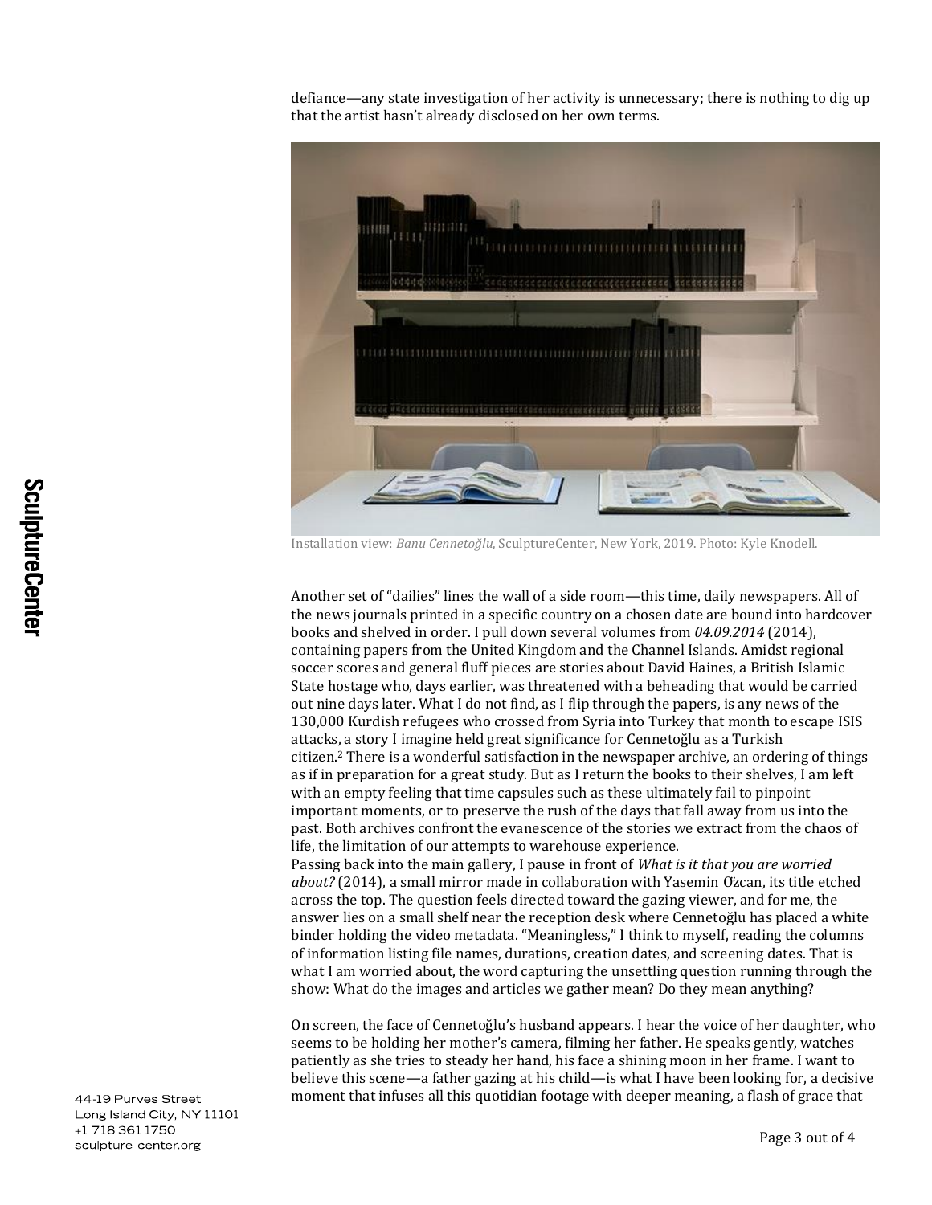defiance—any state investigation of her activity is unnecessary; there is nothing to dig up that the artist hasn't already disclosed on her own terms.

Installation view: *Banu Cennetoğlu*, SculptureCenter, New York, 2019. Photo: Kyle Knodell.

Another set of "dailies" lines the wall of a side room—this time, daily newspapers. All of the news journals printed in a specific country on a chosen date are bound into hardcover books and shelved in order. I pull down several volumes from *04.09.2014* (2014), containing papers from the United Kingdom and the Channel Islands. Amidst regional soccer scores and general fluff pieces are stories about David Haines, a British Islamic State hostage who, days earlier, was threatened with a beheading that would be carried out nine days later. What I do not find, as I flip through the papers, is any news of the 130,000 Kurdish refugees who crossed from Syria into Turkey that month to escape ISIS attacks, a story I imagine held great significance for Cennetoğlu as a Turkish citizen.[2] There is a wonderful satisfaction in the newspaper archive, an ordering of things as if in preparation for a great study. But as I return the books to their shelves, I am left with an empty feeling that time capsules such as these ultimately fail to pinpoint important moments, or to preserve the rush of the days that fall away from us into the past. Both archives confront the evanescence of the stories we extract from the chaos of life, the limitation of our attempts to warehouse experience.

Passing back into the main gallery, I pause in front of *What is it that you are worried about?* (2014), a small mirror made in collaboration with Yasemin Özcan, its title etched across the top. The question feels directed toward the gazing viewer, and for me, the answer lies on a small shelf near the reception desk where Cennetoğlu has placed a white binder holding the video metadata. "Meaningless," I think to myself, reading the columns of information listing file names, durations, creation dates, and screening dates. That is what I am worried about, the word capturing the unsettling question running through the show: What do the images and articles we gather mean? Do they mean anything?

On screen, the face of Cennetoğlu's husband appears. I hear the voice of her daughter, who seems to be holding her mother's camera, filming her father. He speaks gently, watches patiently as she tries to steady her hand, his face a shining moon in her frame. I want to believe this scene—a father gazing at his child—is what I have been looking for, a decisive moment that infuses all this quotidian footage with deeper meaning, a flash of grace that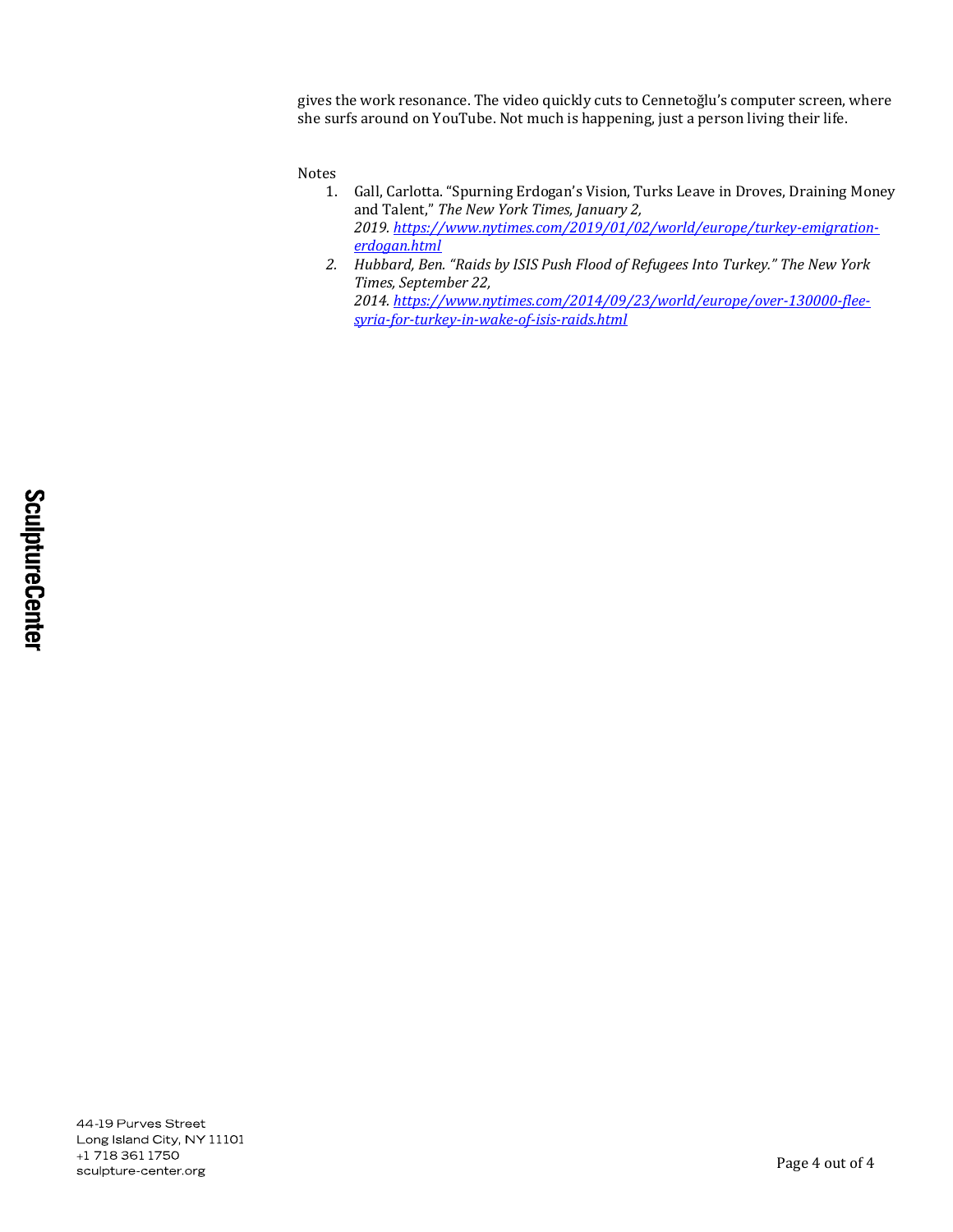gives the work resonance. The video quickly cuts to Cennetoğlu's computer screen, where she surfs around on YouTube. Not much is happening, just a person living their life.

Notes

1. Gall, Carlotta. "Spurning Erdogan's Vision, Turks Leave in Droves, Draining Money and Talent," *The New York Times, January 2, 2019.* [https://www.nytimes.com/2019/01/02/world/europe/turkey-emigration-erdogan.html](https://www.nytimes.com/2019/01/02/world/europe/turkey-emigration-erdogan.html)
2. *Hubbard, Ben. "Raids by ISIS Push Flood of Refugees Into Turkey." The New York Times, September 22, 2014.* [https://www.nytimes.com/2014/09/23/world/europe/over-130000-flee-syria-for-turkey-in-wake-of-isis-raids.html](https://www.nytimes.com/2014/09/23/world/europe/over-130000-flee-syria-for-turkey-in-wake-of-isis-raids.html)